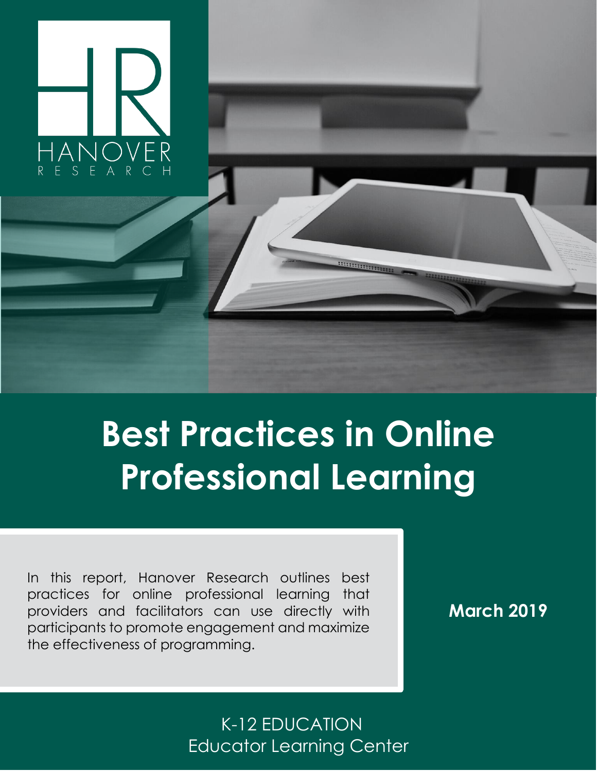HANOVER RESEARCH

# Best Practices in Online Professional Learning

In this report, Hanover Research outlines best practices for online professional learning that providers and facilitators can use directly with participants to promote engagement and maximize the effectiveness of programming.

**March 2019**

K-12 EDUCATION
Educator Learning Center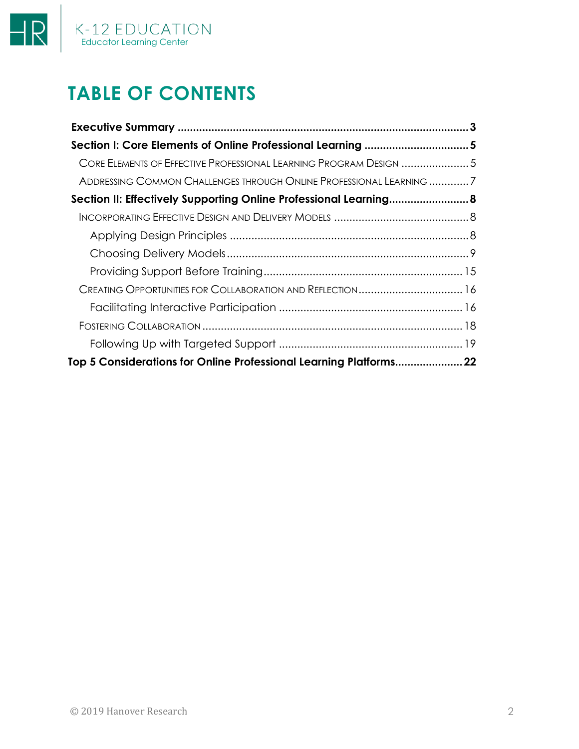# TABLE OF CONTENTS

**Executive Summary** .......... **3**

**Section I: Core Elements of Online Professional Learning** .......... **5**

- Core Elements of Effective Professional Learning Program Design .......... 5
- Addressing Common Challenges through Online Professional Learning .......... 7

**Section II: Effectively Supporting Online Professional Learning** .......... **8**

- Incorporating Effective Design and Delivery Models .......... 8
  - Applying Design Principles .......... 8
  - Choosing Delivery Models .......... 9
  - Providing Support Before Training .......... 15
- Creating Opportunities for Collaboration and Reflection .......... 16
  - Facilitating Interactive Participation .......... 16
- Fostering Collaboration .......... 18
  - Following Up with Targeted Support .......... 19

**Top 5 Considerations for Online Professional Learning Platforms** .......... **22**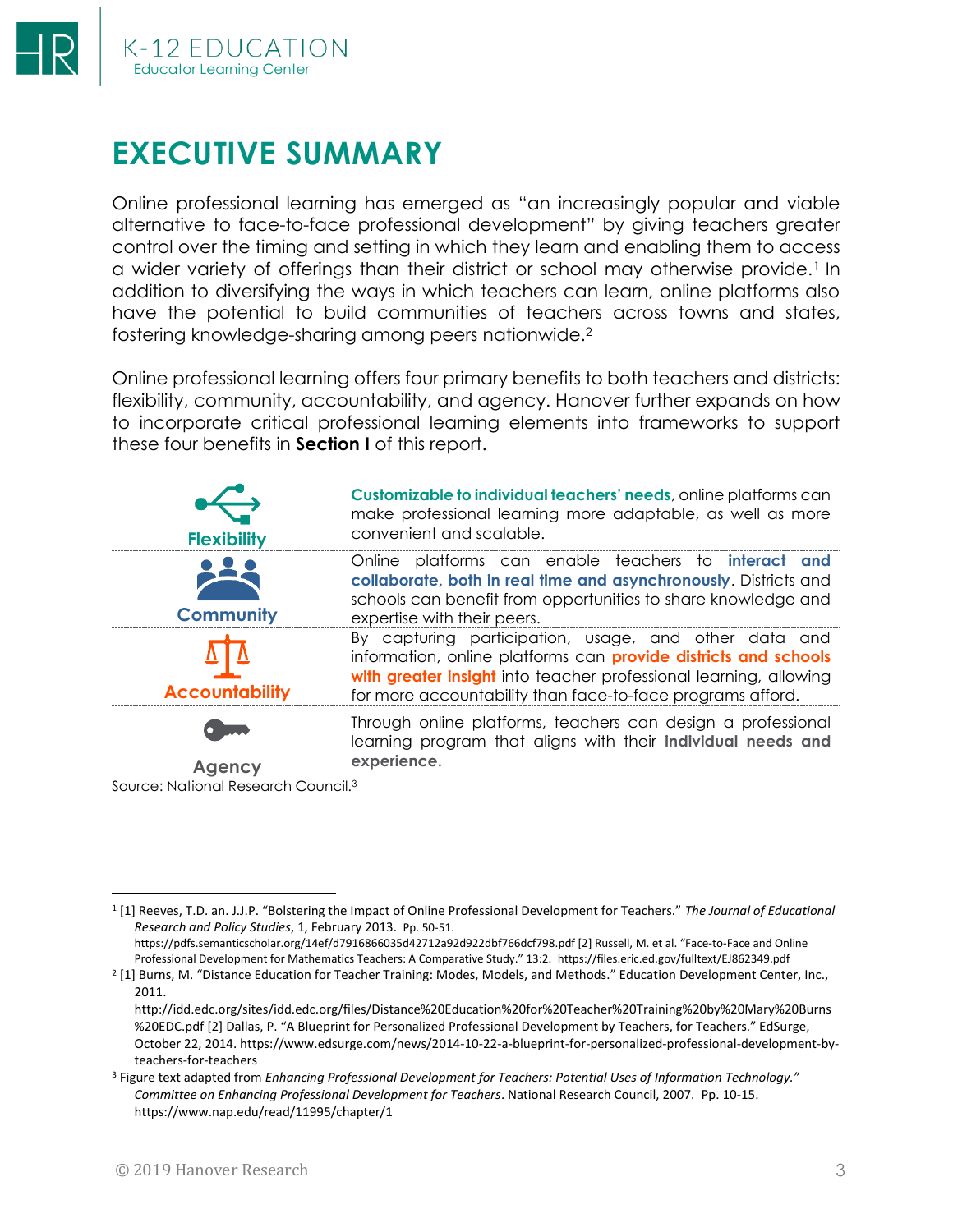# EXECUTIVE SUMMARY

Online professional learning has emerged as "an increasingly popular and viable alternative to face-to-face professional development" by giving teachers greater control over the timing and setting in which they learn and enabling them to access a wider variety of offerings than their district or school may otherwise provide.[1] In addition to diversifying the ways in which teachers can learn, online platforms also have the potential to build communities of teachers across towns and states, fostering knowledge-sharing among peers nationwide.[2]

Online professional learning offers four primary benefits to both teachers and districts: flexibility, community, accountability, and agency. Hanover further expands on how to incorporate critical professional learning elements into frameworks to support these four benefits in **Section I** of this report.

| | |
|---|---|
| **Flexibility** | **Customizable to individual teachers' needs**, online platforms can make professional learning more adaptable, as well as more convenient and scalable. |
| **Community** | Online platforms can enable teachers to **interact and collaborate, both in real time and asynchronously**. Districts and schools can benefit from opportunities to share knowledge and expertise with their peers. |
| **Accountability** | By capturing participation, usage, and other data and information, online platforms can **provide districts and schools with greater insight** into teacher professional learning, allowing for more accountability than face-to-face programs afford. |
| **Agency** | Through online platforms, teachers can design a professional learning program that aligns with their **individual needs and experience.** |

Source: National Research Council.[3]

---

[1] [1] Reeves, T.D. an. J.J.P. "Bolstering the Impact of Online Professional Development for Teachers." *The Journal of Educational Research and Policy Studies*, 1, February 2013. Pp. 50-51. https://pdfs.semanticscholar.org/14ef/d7916866035d42712a92d922dbf766dcf798.pdf [2] Russell, M. et al. "Face-to-Face and Online Professional Development for Mathematics Teachers: A Comparative Study." 13:2. https://files.eric.ed.gov/fulltext/EJ862349.pdf

[2] [1] Burns, M. "Distance Education for Teacher Training: Modes, Models, and Methods." Education Development Center, Inc., 2011. http://idd.edc.org/sites/idd.edc.org/files/Distance%20Education%20for%20Teacher%20Training%20by%20Mary%20Burns%20EDC.pdf [2] Dallas, P. "A Blueprint for Personalized Professional Development by Teachers, for Teachers." EdSurge, October 22, 2014. https://www.edsurge.com/news/2014-10-22-a-blueprint-for-personalized-professional-development-by-teachers-for-teachers

[3] Figure text adapted from *Enhancing Professional Development for Teachers: Potential Uses of Information Technology." Committee on Enhancing Professional Development for Teachers*. National Research Council, 2007. Pp. 10-15. https://www.nap.edu/read/11995/chapter/1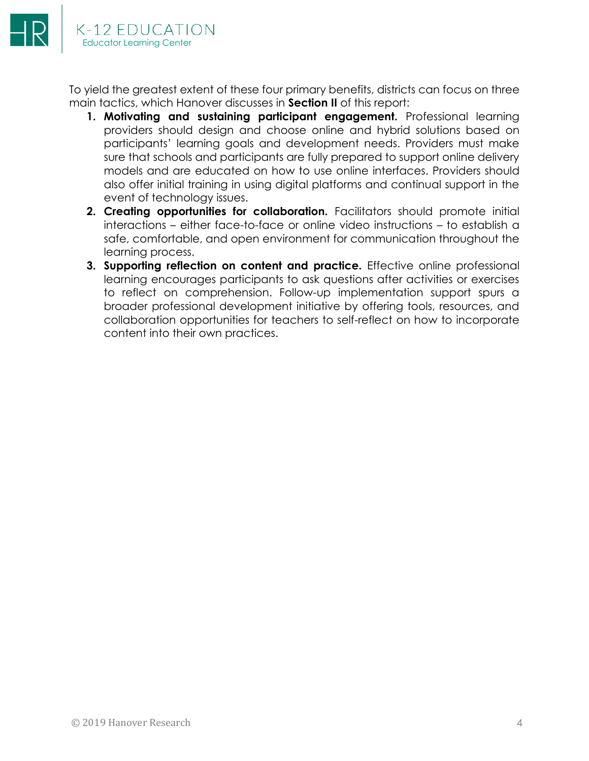To yield the greatest extent of these four primary benefits, districts can focus on three main tactics, which Hanover discusses in **Section II** of this report:

1. **Motivating and sustaining participant engagement.** Professional learning providers should design and choose online and hybrid solutions based on participants' learning goals and development needs. Providers must make sure that schools and participants are fully prepared to support online delivery models and are educated on how to use online interfaces. Providers should also offer initial training in using digital platforms and continual support in the event of technology issues.
2. **Creating opportunities for collaboration.** Facilitators should promote initial interactions – either face-to-face or online video instructions – to establish a safe, comfortable, and open environment for communication throughout the learning process.
3. **Supporting reflection on content and practice.** Effective online professional learning encourages participants to ask questions after activities or exercises to reflect on comprehension. Follow-up implementation support spurs a broader professional development initiative by offering tools, resources, and collaboration opportunities for teachers to self-reflect on how to incorporate content into their own practices.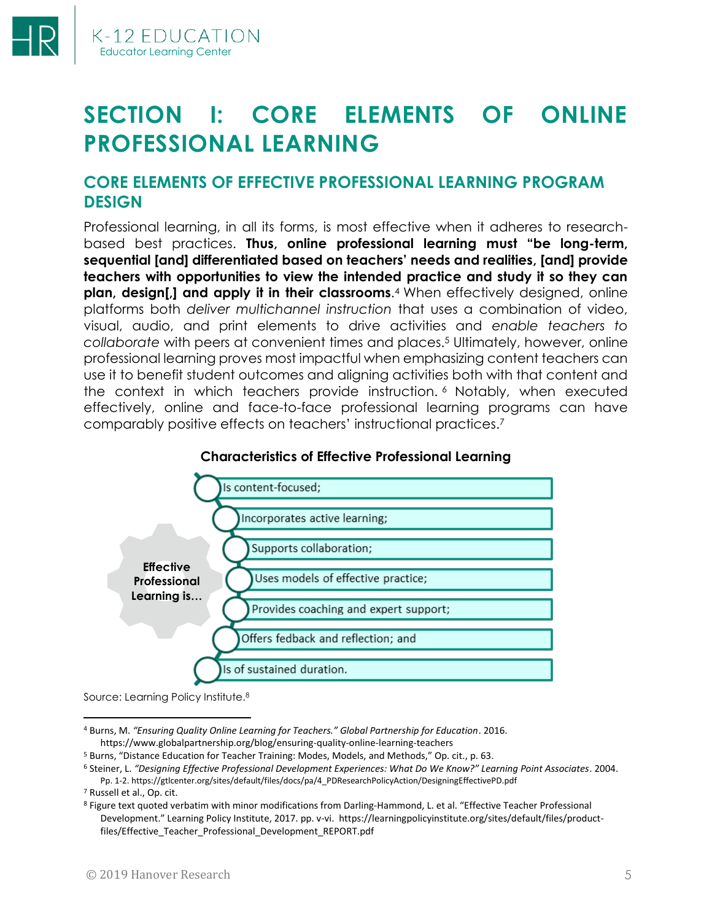# SECTION I: CORE ELEMENTS OF ONLINE PROFESSIONAL LEARNING

## CORE ELEMENTS OF EFFECTIVE PROFESSIONAL LEARNING PROGRAM DESIGN

Professional learning, in all its forms, is most effective when it adheres to research-based best practices. **Thus, online professional learning must "be long-term, sequential [and] differentiated based on teachers' needs and realities, [and] provide teachers with opportunities to view the intended practice and study it so they can plan, design[,] and apply it in their classrooms**.[4] When effectively designed, online platforms both *deliver multichannel instruction* that uses a combination of video, visual, audio, and print elements to drive activities and *enable teachers to collaborate* with peers at convenient times and places.[5] Ultimately, however, online professional learning proves most impactful when emphasizing content teachers can use it to benefit student outcomes and aligning activities both with that content and the context in which teachers provide instruction.[6] Notably, when executed effectively, online and face-to-face professional learning programs can have comparably positive effects on teachers' instructional practices.[7]

**Characteristics of Effective Professional Learning**

Effective Professional Learning is…

- Is content-focused;
- Incorporates active learning;
- Supports collaboration;
- Uses models of effective practice;
- Provides coaching and expert support;
- Offers fedback and reflection; and
- Is of sustained duration.

Source: Learning Policy Institute.[8]

---

[4] Burns, M. *"Ensuring Quality Online Learning for Teachers." Global Partnership for Education*. 2016. https://www.globalpartnership.org/blog/ensuring-quality-online-learning-teachers

[5] Burns, "Distance Education for Teacher Training: Modes, Models, and Methods," Op. cit., p. 63.

[6] Steiner, L. *"Designing Effective Professional Development Experiences: What Do We Know?" Learning Point Associates*. 2004. Pp. 1-2. https://gtlcenter.org/sites/default/files/docs/pa/4_PDResearchPolicyAction/DesigningEffectivePD.pdf

[7] Russell et al., Op. cit.

[8] Figure text quoted verbatim with minor modifications from Darling-Hammond, L. et al. "Effective Teacher Professional Development." Learning Policy Institute, 2017. pp. v-vi. https://learningpolicyinstitute.org/sites/default/files/product-files/Effective_Teacher_Professional_Development_REPORT.pdf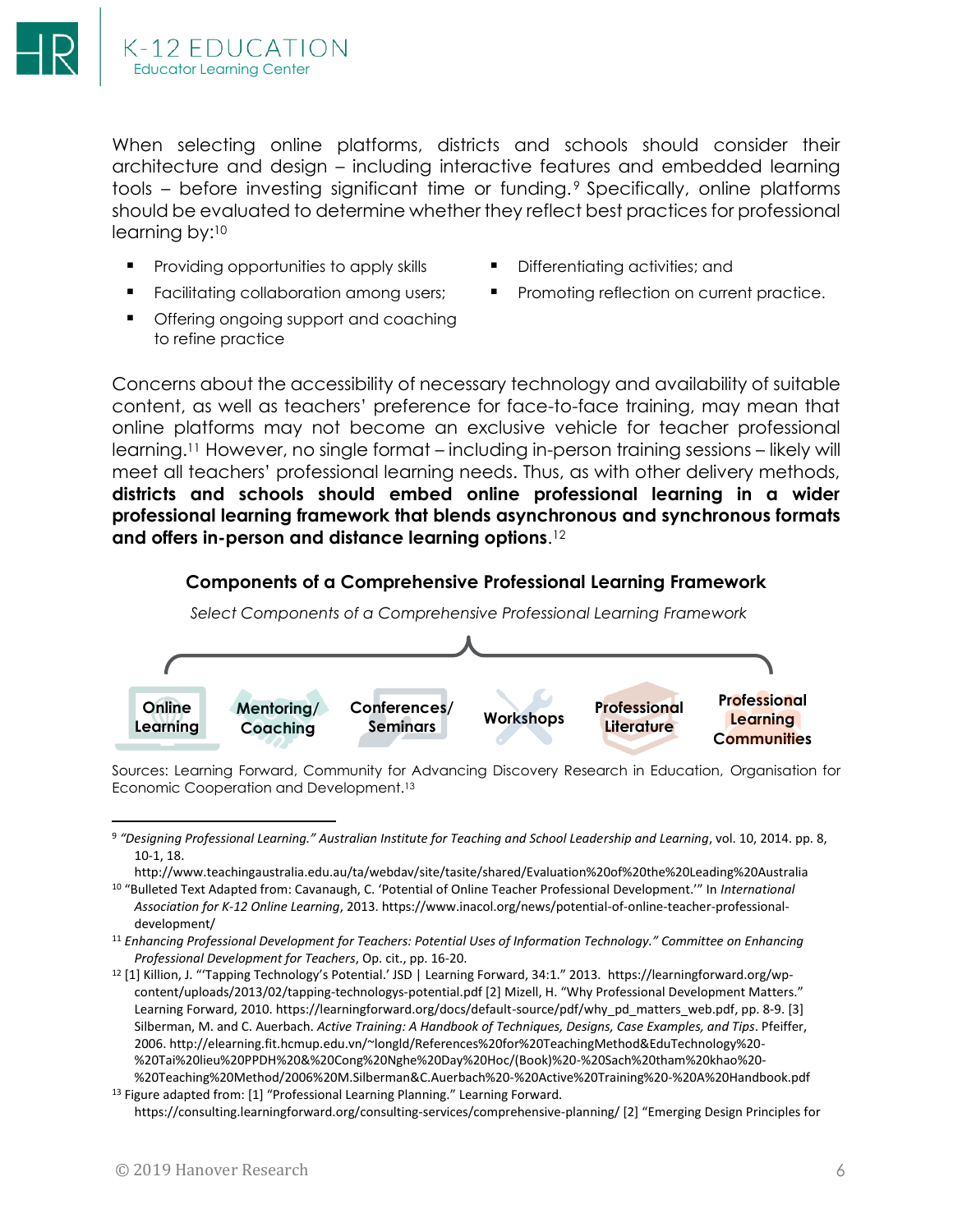When selecting online platforms, districts and schools should consider their architecture and design – including interactive features and embedded learning tools – before investing significant time or funding.[9] Specifically, online platforms should be evaluated to determine whether they reflect best practices for professional learning by:[10]

- Providing opportunities to apply skills
- Facilitating collaboration among users;
- Offering ongoing support and coaching to refine practice
- Differentiating activities; and
- Promoting reflection on current practice.

Concerns about the accessibility of necessary technology and availability of suitable content, as well as teachers' preference for face-to-face training, may mean that online platforms may not become an exclusive vehicle for teacher professional learning.[11] However, no single format – including in-person training sessions – likely will meet all teachers' professional learning needs. Thus, as with other delivery methods, **districts and schools should embed online professional learning in a wider professional learning framework that blends asynchronous and synchronous formats and offers in-person and distance learning options**.[12]

**Components of a Comprehensive Professional Learning Framework**

*Select Components of a Comprehensive Professional Learning Framework*

Online Learning

Mentoring/ Coaching

Conferences/ Seminars

Workshops

Professional Literature

Professional Learning Communities

Sources: Learning Forward, Community for Advancing Discovery Research in Education, Organisation for Economic Cooperation and Development.[13]

---

[9] *"Designing Professional Learning." Australian Institute for Teaching and School Leadership and Learning*, vol. 10, 2014. pp. 8, 10-1, 18. http://www.teachingaustralia.edu.au/ta/webdav/site/tasite/shared/Evaluation%20of%20the%20Leading%20Australia

[10] "Bulleted Text Adapted from: Cavanaugh, C. 'Potential of Online Teacher Professional Development.'" In *International Association for K-12 Online Learning*, 2013. https://www.inacol.org/news/potential-of-online-teacher-professional-development/

[11] *Enhancing Professional Development for Teachers: Potential Uses of Information Technology." Committee on Enhancing Professional Development for Teachers*, Op. cit., pp. 16-20.

[12] [1] Killion, J. "'Tapping Technology's Potential.' JSD | Learning Forward, 34:1." 2013. https://learningforward.org/wp-content/uploads/2013/02/tapping-technologys-potential.pdf [2] Mizell, H. "Why Professional Development Matters." Learning Forward, 2010. https://learningforward.org/docs/default-source/pdf/why_pd_matters_web.pdf, pp. 8-9. [3] Silberman, M. and C. Auerbach. *Active Training: A Handbook of Techniques, Designs, Case Examples, and Tips*. Pfeiffer, 2006. http://elearning.fit.hcmup.edu.vn/~longld/References%20for%20TeachingMethod&EduTechnology%20-%20Tai%20lieu%20PPDH%20&%20Cong%20Nghe%20Day%20Hoc/(Book)%20-%20Sach%20tham%20khao%20-%20Teaching%20Method/2006%20M.Silberman&C.Auerbach%20-%20Active%20Training%20-%20A%20Handbook.pdf

[13] Figure adapted from: [1] "Professional Learning Planning." Learning Forward. https://consulting.learningforward.org/consulting-services/comprehensive-planning/ [2] "Emerging Design Principles for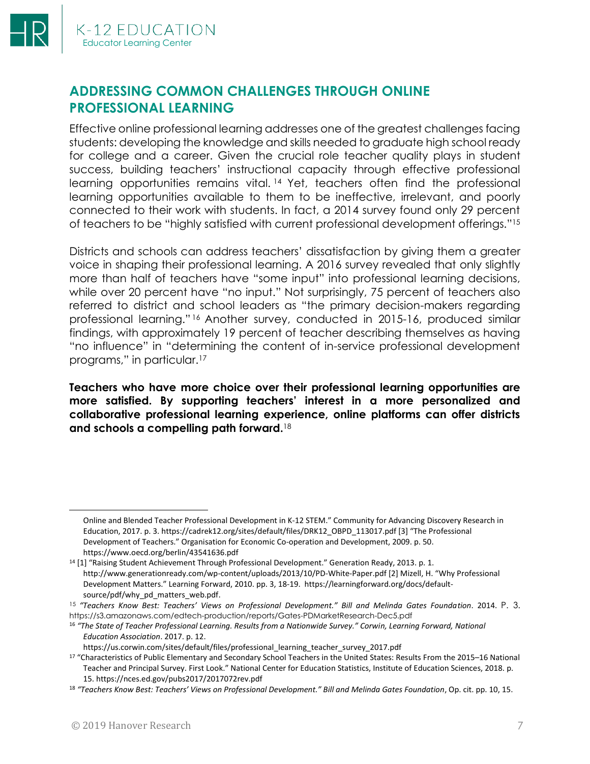## ADDRESSING COMMON CHALLENGES THROUGH ONLINE PROFESSIONAL LEARNING

Effective online professional learning addresses one of the greatest challenges facing students: developing the knowledge and skills needed to graduate high school ready for college and a career. Given the crucial role teacher quality plays in student success, building teachers' instructional capacity through effective professional learning opportunities remains vital.[14] Yet, teachers often find the professional learning opportunities available to them to be ineffective, irrelevant, and poorly connected to their work with students. In fact, a 2014 survey found only 29 percent of teachers to be "highly satisfied with current professional development offerings."[15]

Districts and schools can address teachers' dissatisfaction by giving them a greater voice in shaping their professional learning. A 2016 survey revealed that only slightly more than half of teachers have "some input" into professional learning decisions, while over 20 percent have "no input." Not surprisingly, 75 percent of teachers also referred to district and school leaders as "the primary decision-makers regarding professional learning."[16] Another survey, conducted in 2015-16, produced similar findings, with approximately 19 percent of teacher describing themselves as having "no influence" in "determining the content of in-service professional development programs," in particular.[17]

**Teachers who have more choice over their professional learning opportunities are more satisfied. By supporting teachers' interest in a more personalized and collaborative professional learning experience, online platforms can offer districts and schools a compelling path forward.**[18]

---

Online and Blended Teacher Professional Development in K-12 STEM." Community for Advancing Discovery Research in Education, 2017. p. 3. https://cadrek12.org/sites/default/files/DRK12_OBPD_113017.pdf [3] "The Professional Development of Teachers." Organisation for Economic Co-operation and Development, 2009. p. 50. https://www.oecd.org/berlin/43541636.pdf

[14] [1] "Raising Student Achievement Through Professional Development." Generation Ready, 2013. p. 1. http://www.generationready.com/wp-content/uploads/2013/10/PD-White-Paper.pdf [2] Mizell, H. "Why Professional Development Matters." Learning Forward, 2010. pp. 3, 18-19. https://learningforward.org/docs/default-source/pdf/why_pd_matters_web.pdf.

[15] *"Teachers Know Best: Teachers' Views on Professional Development." Bill and Melinda Gates Foundation*. 2014. P. 3. https://s3.amazonaws.com/edtech-production/reports/Gates-PDMarketResearch-Dec5.pdf

[16] *"The State of Teacher Professional Learning. Results from a Nationwide Survey." Corwin, Learning Forward, National Education Association*. 2017. p. 12. https://us.corwin.com/sites/default/files/professional_learning_teacher_survey_2017.pdf

[17] "Characteristics of Public Elementary and Secondary School Teachers in the United States: Results From the 2015–16 National Teacher and Principal Survey. First Look." National Center for Education Statistics, Institute of Education Sciences, 2018. p. 15. https://nces.ed.gov/pubs2017/2017072rev.pdf

[18] *"Teachers Know Best: Teachers' Views on Professional Development." Bill and Melinda Gates Foundation*, Op. cit. pp. 10, 15.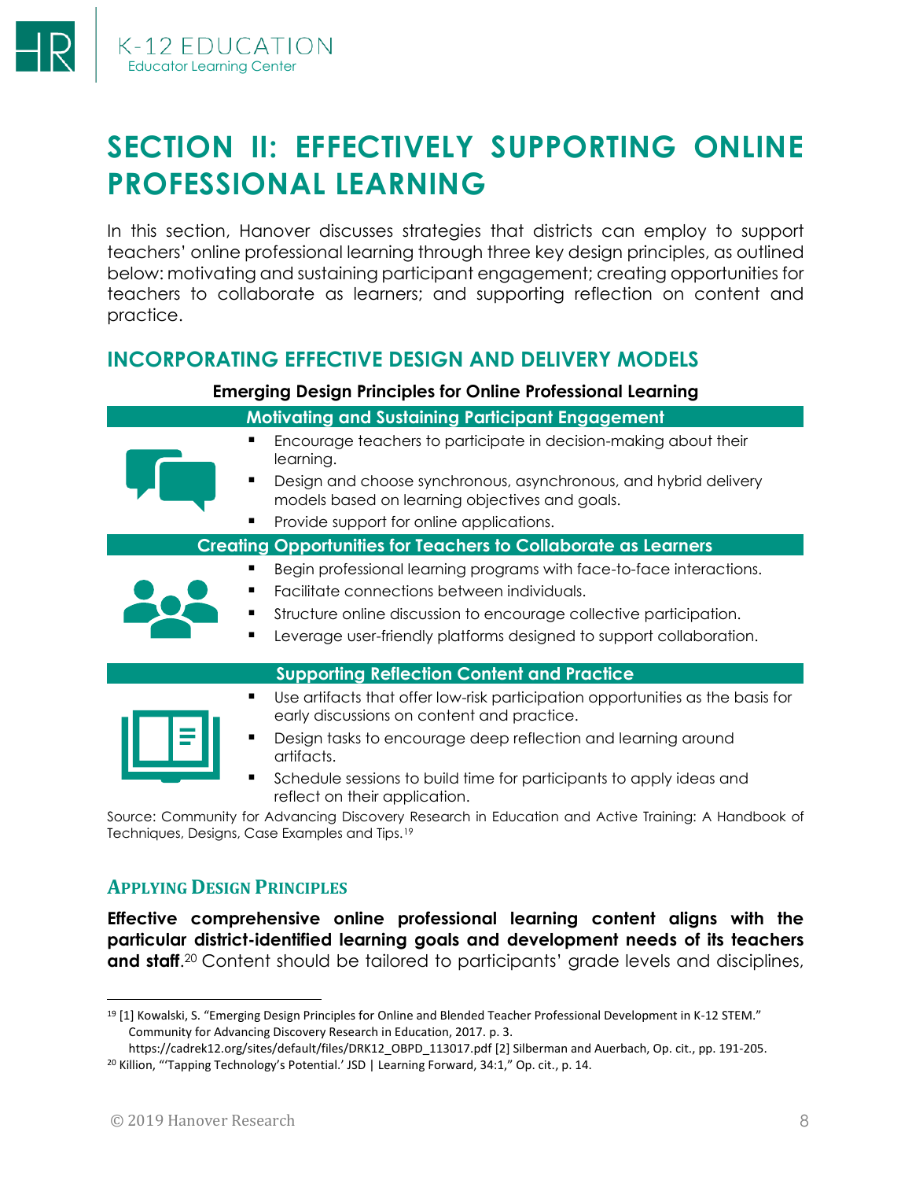# SECTION II: EFFECTIVELY SUPPORTING ONLINE PROFESSIONAL LEARNING

In this section, Hanover discusses strategies that districts can employ to support teachers' online professional learning through three key design principles, as outlined below: motivating and sustaining participant engagement; creating opportunities for teachers to collaborate as learners; and supporting reflection on content and practice.

## INCORPORATING EFFECTIVE DESIGN AND DELIVERY MODELS

**Emerging Design Principles for Online Professional Learning**

**Motivating and Sustaining Participant Engagement**

- Encourage teachers to participate in decision-making about their learning.
- Design and choose synchronous, asynchronous, and hybrid delivery models based on learning objectives and goals.
- Provide support for online applications.

**Creating Opportunities for Teachers to Collaborate as Learners**

- Begin professional learning programs with face-to-face interactions.
- Facilitate connections between individuals.
- Structure online discussion to encourage collective participation.
- Leverage user-friendly platforms designed to support collaboration.

**Supporting Reflection Content and Practice**

- Use artifacts that offer low-risk participation opportunities as the basis for early discussions on content and practice.
- Design tasks to encourage deep reflection and learning around artifacts.
- Schedule sessions to build time for participants to apply ideas and reflect on their application.

Source: Community for Advancing Discovery Research in Education and Active Training: A Handbook of Techniques, Designs, Case Examples and Tips.[19]

### APPLYING DESIGN PRINCIPLES

**Effective comprehensive online professional learning content aligns with the particular district-identified learning goals and development needs of its teachers and staff**.[20] Content should be tailored to participants' grade levels and disciplines,

---

[19] [1] Kowalski, S. "Emerging Design Principles for Online and Blended Teacher Professional Development in K-12 STEM." Community for Advancing Discovery Research in Education, 2017. p. 3. https://cadrek12.org/sites/default/files/DRK12_OBPD_113017.pdf [2] Silberman and Auerbach, Op. cit., pp. 191-205.

[20] Killion, "'Tapping Technology's Potential.' JSD | Learning Forward, 34:1," Op. cit., p. 14.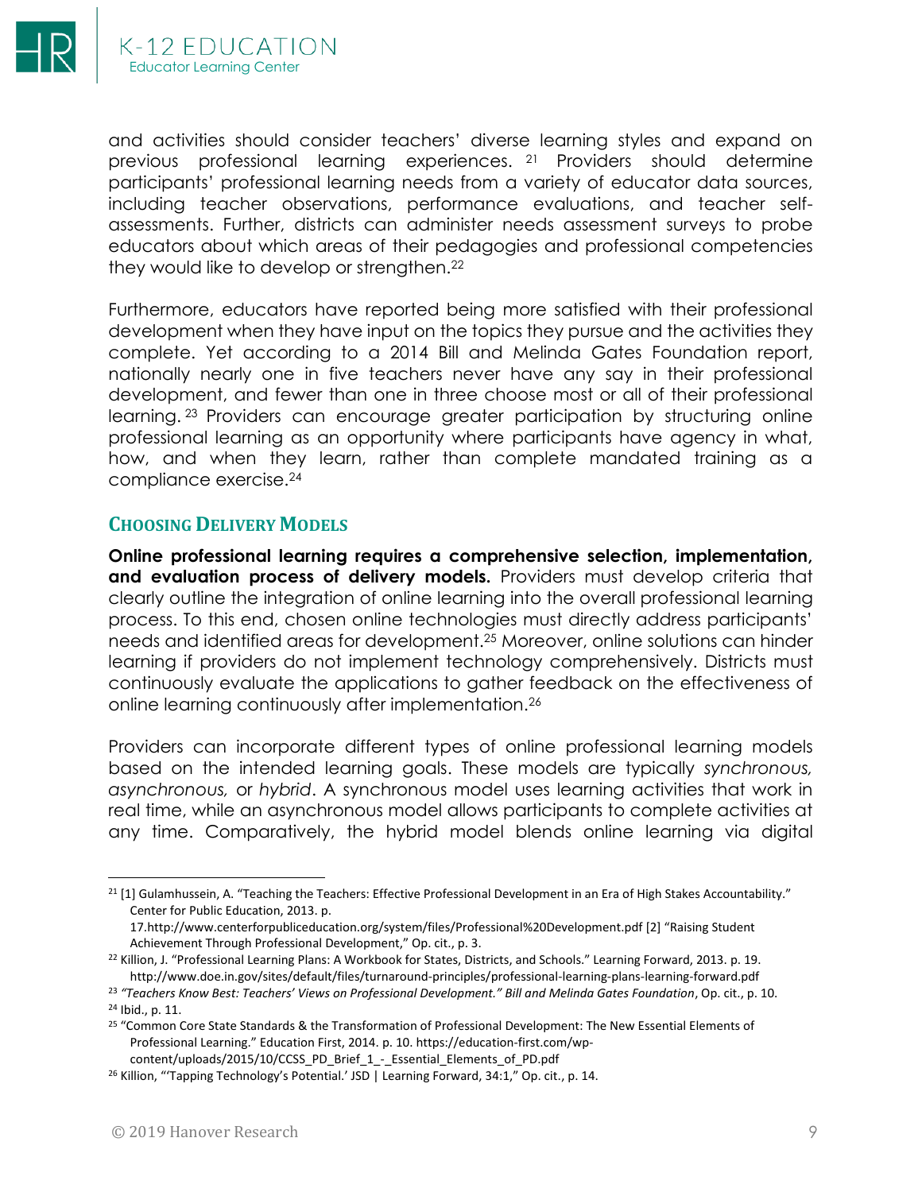and activities should consider teachers' diverse learning styles and expand on previous professional learning experiences.[21] Providers should determine participants' professional learning needs from a variety of educator data sources, including teacher observations, performance evaluations, and teacher self-assessments. Further, districts can administer needs assessment surveys to probe educators about which areas of their pedagogies and professional competencies they would like to develop or strengthen.[22]

Furthermore, educators have reported being more satisfied with their professional development when they have input on the topics they pursue and the activities they complete. Yet according to a 2014 Bill and Melinda Gates Foundation report, nationally nearly one in five teachers never have any say in their professional development, and fewer than one in three choose most or all of their professional learning.[23] Providers can encourage greater participation by structuring online professional learning as an opportunity where participants have agency in what, how, and when they learn, rather than complete mandated training as a compliance exercise.[24]

## Choosing Delivery Models

**Online professional learning requires a comprehensive selection, implementation, and evaluation process of delivery models.** Providers must develop criteria that clearly outline the integration of online learning into the overall professional learning process. To this end, chosen online technologies must directly address participants' needs and identified areas for development.[25] Moreover, online solutions can hinder learning if providers do not implement technology comprehensively. Districts must continuously evaluate the applications to gather feedback on the effectiveness of online learning continuously after implementation.[26]

Providers can incorporate different types of online professional learning models based on the intended learning goals. These models are typically *synchronous, asynchronous,* or *hybrid*. A synchronous model uses learning activities that work in real time, while an asynchronous model allows participants to complete activities at any time. Comparatively, the hybrid model blends online learning via digital

---

[21] [1] Gulamhussein, A. "Teaching the Teachers: Effective Professional Development in an Era of High Stakes Accountability." Center for Public Education, 2013. p. 17.http://www.centerforpubliceducation.org/system/files/Professional%20Development.pdf [2] "Raising Student Achievement Through Professional Development," Op. cit., p. 3.

[22] Killion, J. "Professional Learning Plans: A Workbook for States, Districts, and Schools." Learning Forward, 2013. p. 19. http://www.doe.in.gov/sites/default/files/turnaround-principles/professional-learning-plans-learning-forward.pdf

[23] *"Teachers Know Best: Teachers' Views on Professional Development." Bill and Melinda Gates Foundation*, Op. cit., p. 10.

[24] Ibid., p. 11.

[25] "Common Core State Standards & the Transformation of Professional Development: The New Essential Elements of Professional Learning." Education First, 2014. p. 10. https://education-first.com/wp-content/uploads/2015/10/CCSS_PD_Brief_1_-_Essential_Elements_of_PD.pdf

[26] Killion, "'Tapping Technology's Potential.' JSD | Learning Forward, 34:1," Op. cit., p. 14.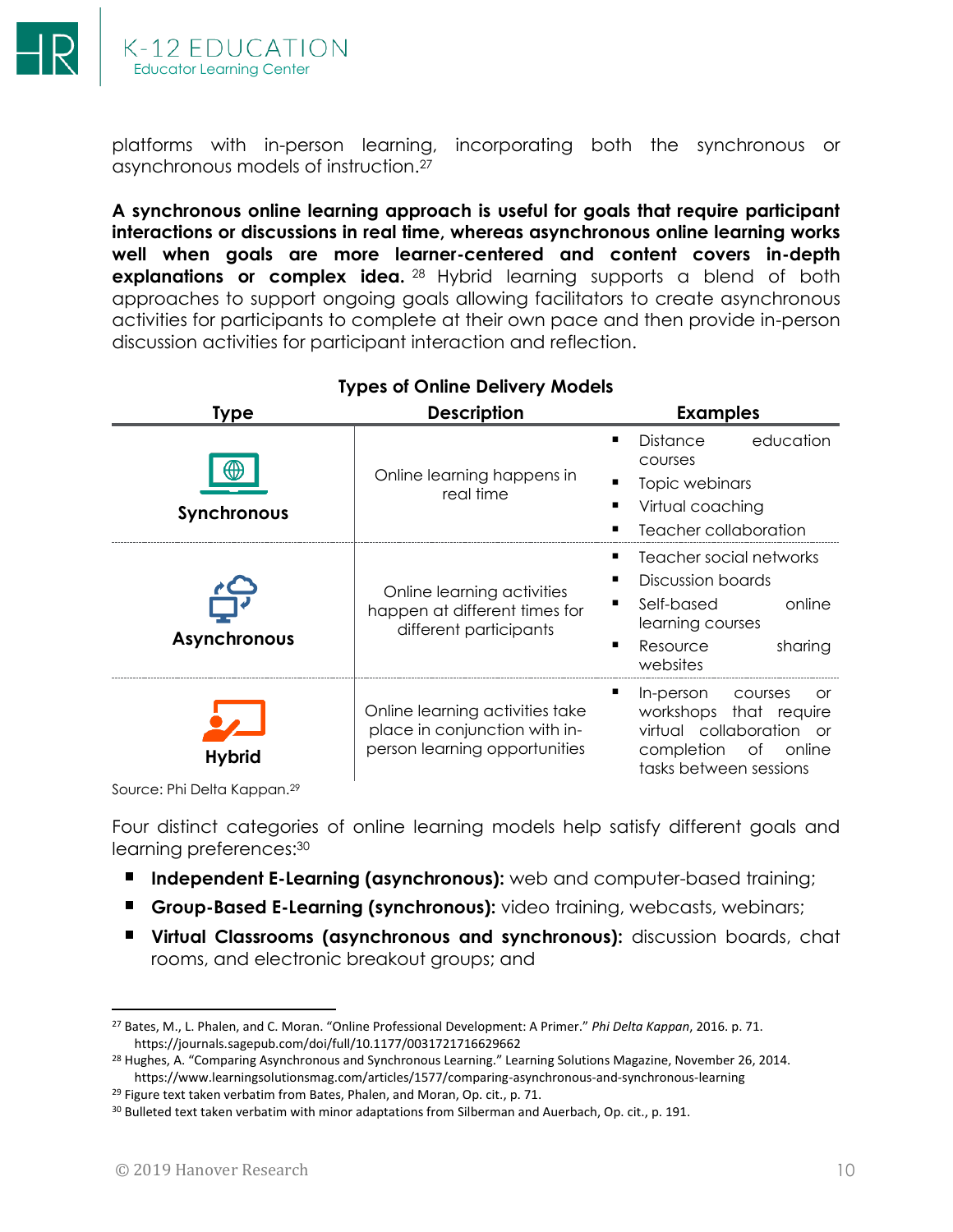platforms with in-person learning, incorporating both the synchronous or asynchronous models of instruction.[27]

**A synchronous online learning approach is useful for goals that require participant interactions or discussions in real time, whereas asynchronous online learning works well when goals are more learner-centered and content covers in-depth explanations or complex idea.** [28] Hybrid learning supports a blend of both approaches to support ongoing goals allowing facilitators to create asynchronous activities for participants to complete at their own pace and then provide in-person discussion activities for participant interaction and reflection.

**Types of Online Delivery Models**

| Type | Description | Examples |
|---|---|---|
| **Synchronous** | Online learning happens in real time | ▪ Distance education courses<br>▪ Topic webinars<br>▪ Virtual coaching<br>▪ Teacher collaboration |
| **Asynchronous** | Online learning activities happen at different times for different participants | ▪ Teacher social networks<br>▪ Discussion boards<br>▪ Self-based online learning courses<br>▪ Resource sharing websites |
| **Hybrid** | Online learning activities take place in conjunction with in-person learning opportunities | ▪ In-person courses or workshops that require virtual collaboration or completion of online tasks between sessions |

Source: Phi Delta Kappan.[29]

Four distinct categories of online learning models help satisfy different goals and learning preferences:[30]

- **Independent E-Learning (asynchronous):** web and computer-based training;
- **Group-Based E-Learning (synchronous):** video training, webcasts, webinars;
- **Virtual Classrooms (asynchronous and synchronous):** discussion boards, chat rooms, and electronic breakout groups; and

---

[27] Bates, M., L. Phalen, and C. Moran. "Online Professional Development: A Primer." *Phi Delta Kappan*, 2016. p. 71. https://journals.sagepub.com/doi/full/10.1177/0031721716629662

[28] Hughes, A. "Comparing Asynchronous and Synchronous Learning." Learning Solutions Magazine, November 26, 2014. https://www.learningsolutionsmag.com/articles/1577/comparing-asynchronous-and-synchronous-learning

[29] Figure text taken verbatim from Bates, Phalen, and Moran, Op. cit., p. 71.

[30] Bulleted text taken verbatim with minor adaptations from Silberman and Auerbach, Op. cit., p. 191.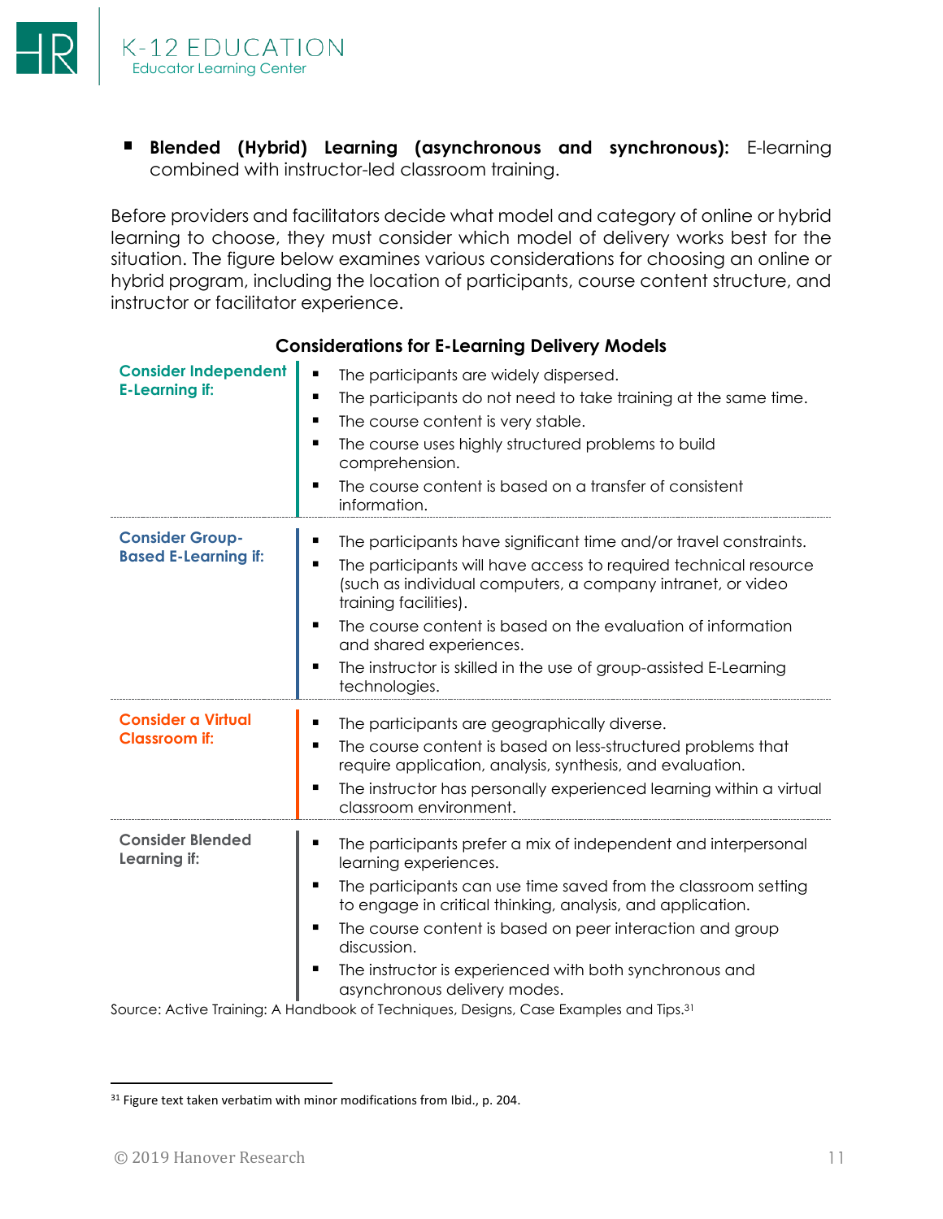- **Blended (Hybrid) Learning (asynchronous and synchronous):** E-learning combined with instructor-led classroom training.

Before providers and facilitators decide what model and category of online or hybrid learning to choose, they must consider which model of delivery works best for the situation. The figure below examines various considerations for choosing an online or hybrid program, including the location of participants, course content structure, and instructor or facilitator experience.

**Considerations for E-Learning Delivery Models**

| | |
|---|---|
| **Consider Independent E-Learning if:** | ▪ The participants are widely dispersed.<br>▪ The participants do not need to take training at the same time.<br>▪ The course content is very stable.<br>▪ The course uses highly structured problems to build comprehension.<br>▪ The course content is based on a transfer of consistent information. |
| **Consider Group-Based E-Learning if:** | ▪ The participants have significant time and/or travel constraints.<br>▪ The participants will have access to required technical resource (such as individual computers, a company intranet, or video training facilities).<br>▪ The course content is based on the evaluation of information and shared experiences.<br>▪ The instructor is skilled in the use of group-assisted E-Learning technologies. |
| **Consider a Virtual Classroom if:** | ▪ The participants are geographically diverse.<br>▪ The course content is based on less-structured problems that require application, analysis, synthesis, and evaluation.<br>▪ The instructor has personally experienced learning within a virtual classroom environment. |
| **Consider Blended Learning if:** | ▪ The participants prefer a mix of independent and interpersonal learning experiences.<br>▪ The participants can use time saved from the classroom setting to engage in critical thinking, analysis, and application.<br>▪ The course content is based on peer interaction and group discussion.<br>▪ The instructor is experienced with both synchronous and asynchronous delivery modes. |

Source: Active Training: A Handbook of Techniques, Designs, Case Examples and Tips.[31]

[31] Figure text taken verbatim with minor modifications from Ibid., p. 204.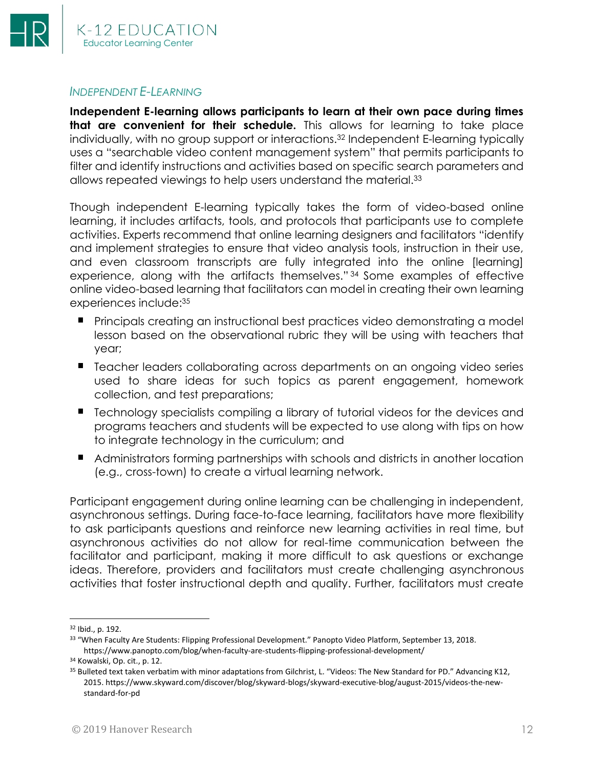### *Independent E-Learning*

**Independent E-learning allows participants to learn at their own pace during times that are convenient for their schedule.** This allows for learning to take place individually, with no group support or interactions.[32] Independent E-learning typically uses a "searchable video content management system" that permits participants to filter and identify instructions and activities based on specific search parameters and allows repeated viewings to help users understand the material.[33]

Though independent E-learning typically takes the form of video-based online learning, it includes artifacts, tools, and protocols that participants use to complete activities. Experts recommend that online learning designers and facilitators "identify and implement strategies to ensure that video analysis tools, instruction in their use, and even classroom transcripts are fully integrated into the online [learning] experience, along with the artifacts themselves."[34] Some examples of effective online video-based learning that facilitators can model in creating their own learning experiences include:[35]

- Principals creating an instructional best practices video demonstrating a model lesson based on the observational rubric they will be using with teachers that year;
- Teacher leaders collaborating across departments on an ongoing video series used to share ideas for such topics as parent engagement, homework collection, and test preparations;
- Technology specialists compiling a library of tutorial videos for the devices and programs teachers and students will be expected to use along with tips on how to integrate technology in the curriculum; and
- Administrators forming partnerships with schools and districts in another location (e.g., cross-town) to create a virtual learning network.

Participant engagement during online learning can be challenging in independent, asynchronous settings. During face-to-face learning, facilitators have more flexibility to ask participants questions and reinforce new learning activities in real time, but asynchronous activities do not allow for real-time communication between the facilitator and participant, making it more difficult to ask questions or exchange ideas. Therefore, providers and facilitators must create challenging asynchronous activities that foster instructional depth and quality. Further, facilitators must create

---

[32] Ibid., p. 192.

[33] "When Faculty Are Students: Flipping Professional Development." Panopto Video Platform, September 13, 2018. https://www.panopto.com/blog/when-faculty-are-students-flipping-professional-development/

[34] Kowalski, Op. cit., p. 12.

[35] Bulleted text taken verbatim with minor adaptations from Gilchrist, L. "Videos: The New Standard for PD." Advancing K12, 2015. https://www.skyward.com/discover/blog/skyward-blogs/skyward-executive-blog/august-2015/videos-the-new-standard-for-pd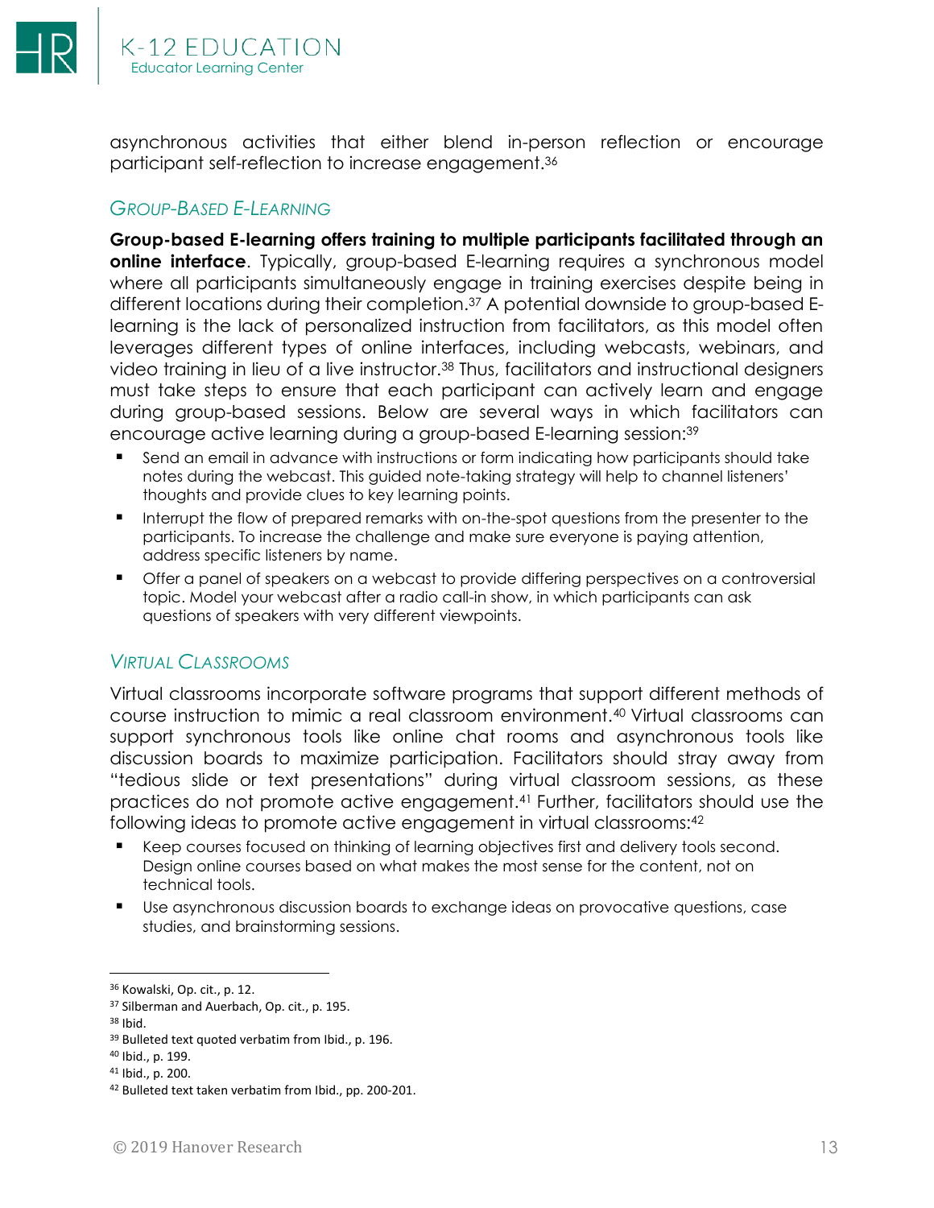asynchronous activities that either blend in-person reflection or encourage participant self-reflection to increase engagement.[36]

### *GROUP-BASED E-LEARNING*

**Group-based E-learning offers training to multiple participants facilitated through an online interface**. Typically, group-based E-learning requires a synchronous model where all participants simultaneously engage in training exercises despite being in different locations during their completion.[37] A potential downside to group-based E-learning is the lack of personalized instruction from facilitators, as this model often leverages different types of online interfaces, including webcasts, webinars, and video training in lieu of a live instructor.[38] Thus, facilitators and instructional designers must take steps to ensure that each participant can actively learn and engage during group-based sessions. Below are several ways in which facilitators can encourage active learning during a group-based E-learning session:[39]

- Send an email in advance with instructions or form indicating how participants should take notes during the webcast. This guided note-taking strategy will help to channel listeners' thoughts and provide clues to key learning points.
- Interrupt the flow of prepared remarks with on-the-spot questions from the presenter to the participants. To increase the challenge and make sure everyone is paying attention, address specific listeners by name.
- Offer a panel of speakers on a webcast to provide differing perspectives on a controversial topic. Model your webcast after a radio call-in show, in which participants can ask questions of speakers with very different viewpoints.

### *VIRTUAL CLASSROOMS*

Virtual classrooms incorporate software programs that support different methods of course instruction to mimic a real classroom environment.[40] Virtual classrooms can support synchronous tools like online chat rooms and asynchronous tools like discussion boards to maximize participation. Facilitators should stray away from "tedious slide or text presentations" during virtual classroom sessions, as these practices do not promote active engagement.[41] Further, facilitators should use the following ideas to promote active engagement in virtual classrooms:[42]

- Keep courses focused on thinking of learning objectives first and delivery tools second. Design online courses based on what makes the most sense for the content, not on technical tools.
- Use asynchronous discussion boards to exchange ideas on provocative questions, case studies, and brainstorming sessions.

---

[36] Kowalski, Op. cit., p. 12.
[37] Silberman and Auerbach, Op. cit., p. 195.
[38] Ibid.
[39] Bulleted text quoted verbatim from Ibid., p. 196.
[40] Ibid., p. 199.
[41] Ibid., p. 200.
[42] Bulleted text taken verbatim from Ibid., pp. 200-201.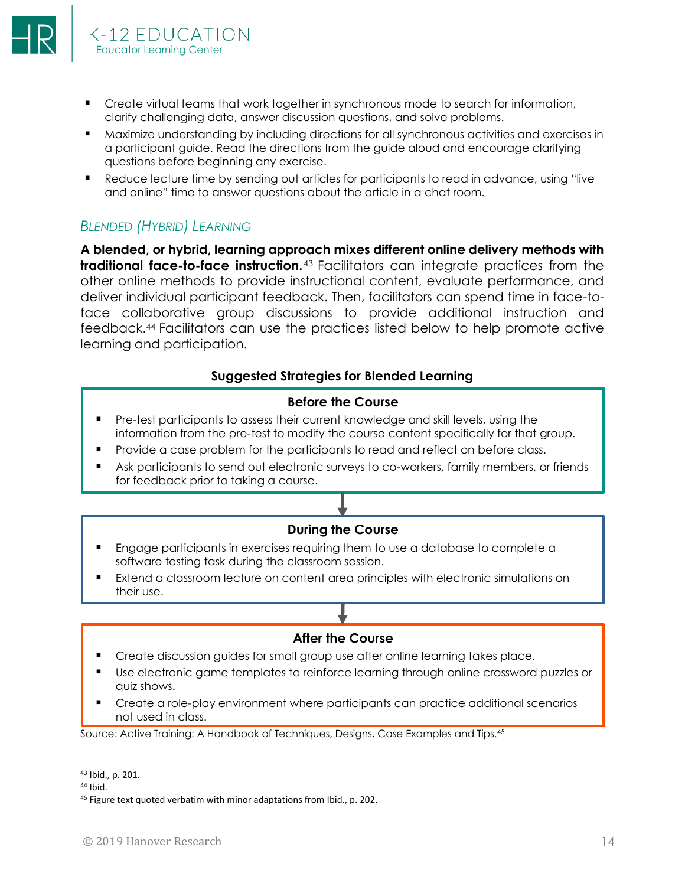- Create virtual teams that work together in synchronous mode to search for information, clarify challenging data, answer discussion questions, and solve problems.
- Maximize understanding by including directions for all synchronous activities and exercises in a participant guide. Read the directions from the guide aloud and encourage clarifying questions before beginning any exercise.
- Reduce lecture time by sending out articles for participants to read in advance, using "live and online" time to answer questions about the article in a chat room.

### *Blended (Hybrid) Learning*

**A blended, or hybrid, learning approach mixes different online delivery methods with traditional face-to-face instruction.**[43] Facilitators can integrate practices from the other online methods to provide instructional content, evaluate performance, and deliver individual participant feedback. Then, facilitators can spend time in face-to-face collaborative group discussions to provide additional instruction and feedback.[44] Facilitators can use the practices listed below to help promote active learning and participation.

**Suggested Strategies for Blended Learning**

**Before the Course**

- Pre-test participants to assess their current knowledge and skill levels, using the information from the pre-test to modify the course content specifically for that group.
- Provide a case problem for the participants to read and reflect on before class.
- Ask participants to send out electronic surveys to co-workers, family members, or friends for feedback prior to taking a course.

**During the Course**

- Engage participants in exercises requiring them to use a database to complete a software testing task during the classroom session.
- Extend a classroom lecture on content area principles with electronic simulations on their use.

**After the Course**

- Create discussion guides for small group use after online learning takes place.
- Use electronic game templates to reinforce learning through online crossword puzzles or quiz shows.
- Create a role-play environment where participants can practice additional scenarios not used in class.

Source: Active Training: A Handbook of Techniques, Designs, Case Examples and Tips.[45]

---

[43] Ibid., p. 201.

[44] Ibid.

[45] Figure text quoted verbatim with minor adaptations from Ibid., p. 202.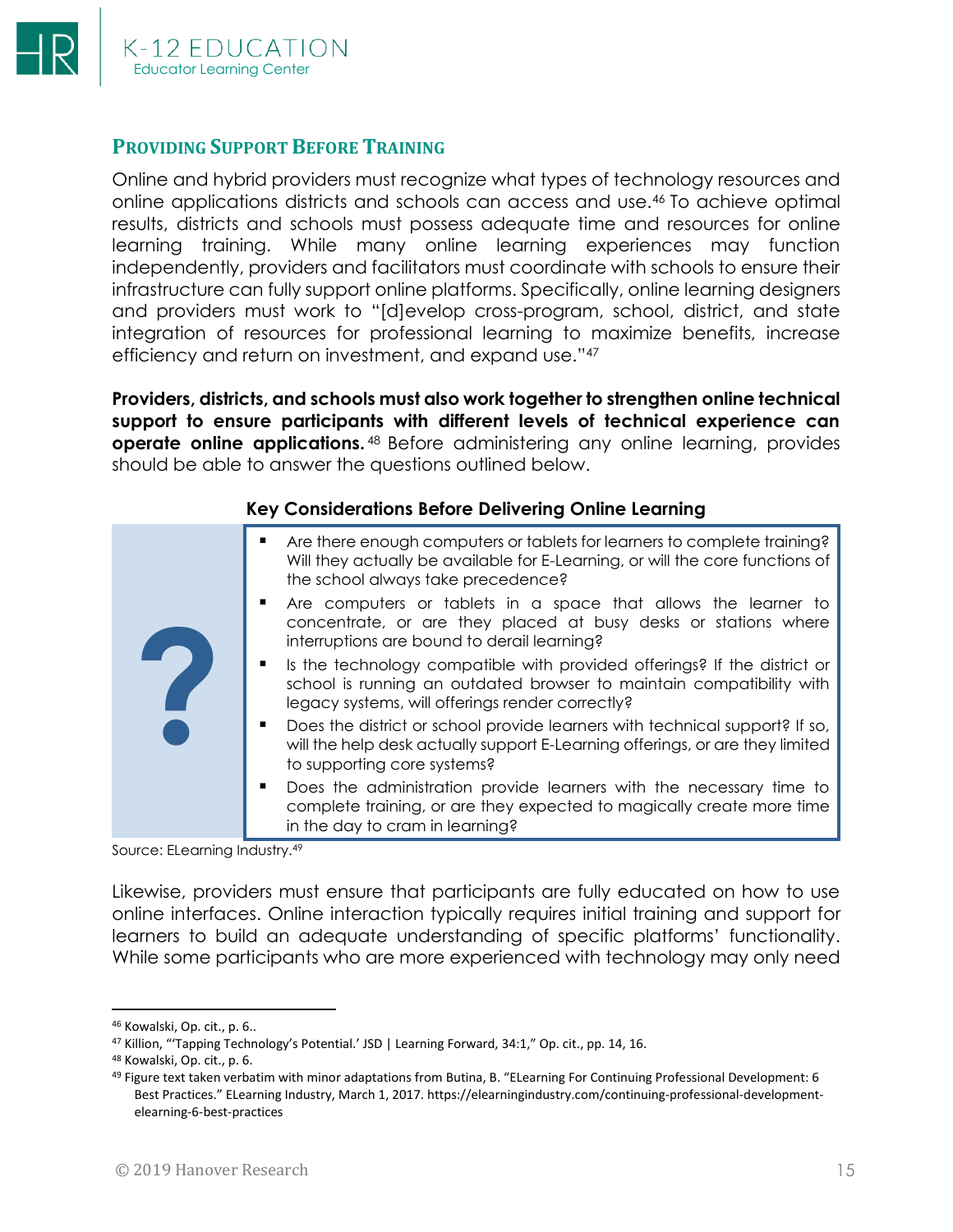## Providing Support Before Training

Online and hybrid providers must recognize what types of technology resources and online applications districts and schools can access and use.[46] To achieve optimal results, districts and schools must possess adequate time and resources for online learning training. While many online learning experiences may function independently, providers and facilitators must coordinate with schools to ensure their infrastructure can fully support online platforms. Specifically, online learning designers and providers must work to "[d]evelop cross-program, school, district, and state integration of resources for professional learning to maximize benefits, increase efficiency and return on investment, and expand use."[47]

**Providers, districts, and schools must also work together to strengthen online technical support to ensure participants with different levels of technical experience can operate online applications.**[48] Before administering any online learning, provides should be able to answer the questions outlined below.

**Key Considerations Before Delivering Online Learning**

- Are there enough computers or tablets for learners to complete training? Will they actually be available for E-Learning, or will the core functions of the school always take precedence?
- Are computers or tablets in a space that allows the learner to concentrate, or are they placed at busy desks or stations where interruptions are bound to derail learning?
- Is the technology compatible with provided offerings? If the district or school is running an outdated browser to maintain compatibility with legacy systems, will offerings render correctly?
- Does the district or school provide learners with technical support? If so, will the help desk actually support E-Learning offerings, or are they limited to supporting core systems?
- Does the administration provide learners with the necessary time to complete training, or are they expected to magically create more time in the day to cram in learning?

Source: ELearning Industry.[49]

Likewise, providers must ensure that participants are fully educated on how to use online interfaces. Online interaction typically requires initial training and support for learners to build an adequate understanding of specific platforms' functionality. While some participants who are more experienced with technology may only need

---

[46] Kowalski, Op. cit., p. 6..

[47] Killion, "'Tapping Technology's Potential.' JSD | Learning Forward, 34:1," Op. cit., pp. 14, 16.

[48] Kowalski, Op. cit., p. 6.

[49] Figure text taken verbatim with minor adaptations from Butina, B. "ELearning For Continuing Professional Development: 6 Best Practices." ELearning Industry, March 1, 2017. https://elearningindustry.com/continuing-professional-development-elearning-6-best-practices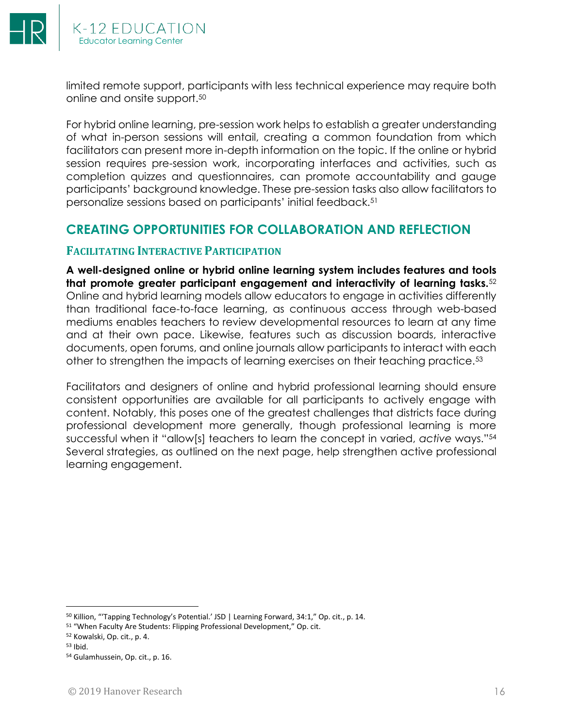limited remote support, participants with less technical experience may require both online and onsite support.[50]

For hybrid online learning, pre-session work helps to establish a greater understanding of what in-person sessions will entail, creating a common foundation from which facilitators can present more in-depth information on the topic. If the online or hybrid session requires pre-session work, incorporating interfaces and activities, such as completion quizzes and questionnaires, can promote accountability and gauge participants' background knowledge. These pre-session tasks also allow facilitators to personalize sessions based on participants' initial feedback.[51]

## CREATING OPPORTUNITIES FOR COLLABORATION AND REFLECTION

### FACILITATING INTERACTIVE PARTICIPATION

**A well-designed online or hybrid online learning system includes features and tools that promote greater participant engagement and interactivity of learning tasks.**[52] Online and hybrid learning models allow educators to engage in activities differently than traditional face-to-face learning, as continuous access through web-based mediums enables teachers to review developmental resources to learn at any time and at their own pace. Likewise, features such as discussion boards, interactive documents, open forums, and online journals allow participants to interact with each other to strengthen the impacts of learning exercises on their teaching practice.[53]

Facilitators and designers of online and hybrid professional learning should ensure consistent opportunities are available for all participants to actively engage with content. Notably, this poses one of the greatest challenges that districts face during professional development more generally, though professional learning is more successful when it "allow[s] teachers to learn the concept in varied, *active* ways."[54] Several strategies, as outlined on the next page, help strengthen active professional learning engagement.

---

[50] Killion, "'Tapping Technology's Potential.' JSD | Learning Forward, 34:1," Op. cit., p. 14.
[51] "When Faculty Are Students: Flipping Professional Development," Op. cit.
[52] Kowalski, Op. cit., p. 4.
[53] Ibid.
[54] Gulamhussein, Op. cit., p. 16.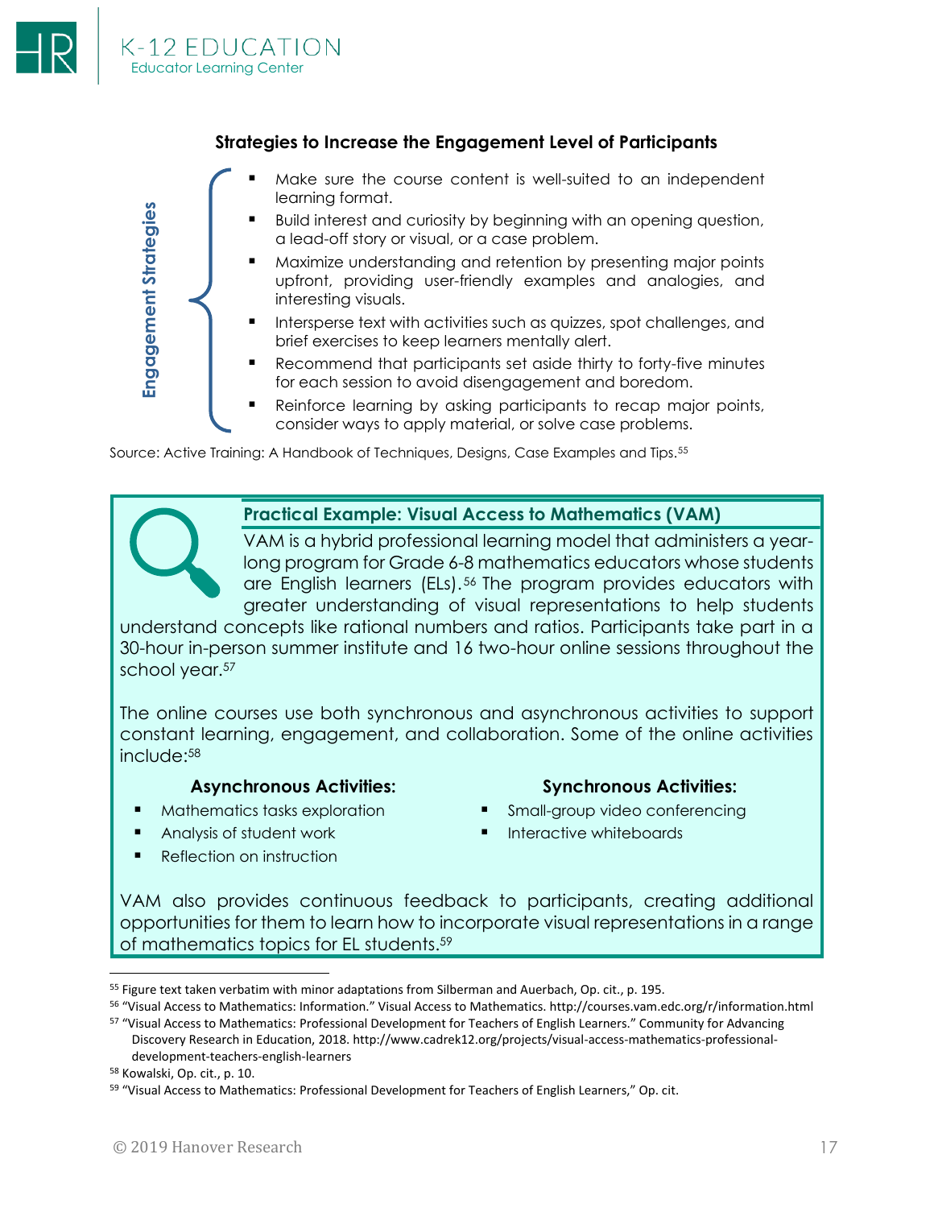**Strategies to Increase the Engagement Level of Participants**

**Engagement Strategies**

- Make sure the course content is well-suited to an independent learning format.
- Build interest and curiosity by beginning with an opening question, a lead-off story or visual, or a case problem.
- Maximize understanding and retention by presenting major points upfront, providing user-friendly examples and analogies, and interesting visuals.
- Intersperse text with activities such as quizzes, spot challenges, and brief exercises to keep learners mentally alert.
- Recommend that participants set aside thirty to forty-five minutes for each session to avoid disengagement and boredom.
- Reinforce learning by asking participants to recap major points, consider ways to apply material, or solve case problems.

Source: Active Training: A Handbook of Techniques, Designs, Case Examples and Tips.[55]

### Practical Example: Visual Access to Mathematics (VAM)

VAM is a hybrid professional learning model that administers a year-long program for Grade 6-8 mathematics educators whose students are English learners (ELs).[56] The program provides educators with greater understanding of visual representations to help students understand concepts like rational numbers and ratios. Participants take part in a 30-hour in-person summer institute and 16 two-hour online sessions throughout the school year.[57]

The online courses use both synchronous and asynchronous activities to support constant learning, engagement, and collaboration. Some of the online activities include:[58]

**Asynchronous Activities:**

- Mathematics tasks exploration
- Analysis of student work
- Reflection on instruction

**Synchronous Activities:**

- Small-group video conferencing
- Interactive whiteboards

VAM also provides continuous feedback to participants, creating additional opportunities for them to learn how to incorporate visual representations in a range of mathematics topics for EL students.[59]

---

[55] Figure text taken verbatim with minor adaptations from Silberman and Auerbach, Op. cit., p. 195.

[56] "Visual Access to Mathematics: Information." Visual Access to Mathematics. http://courses.vam.edc.org/r/information.html

[57] "Visual Access to Mathematics: Professional Development for Teachers of English Learners." Community for Advancing Discovery Research in Education, 2018. http://www.cadrek12.org/projects/visual-access-mathematics-professional-development-teachers-english-learners

[58] Kowalski, Op. cit., p. 10.

[59] "Visual Access to Mathematics: Professional Development for Teachers of English Learners," Op. cit.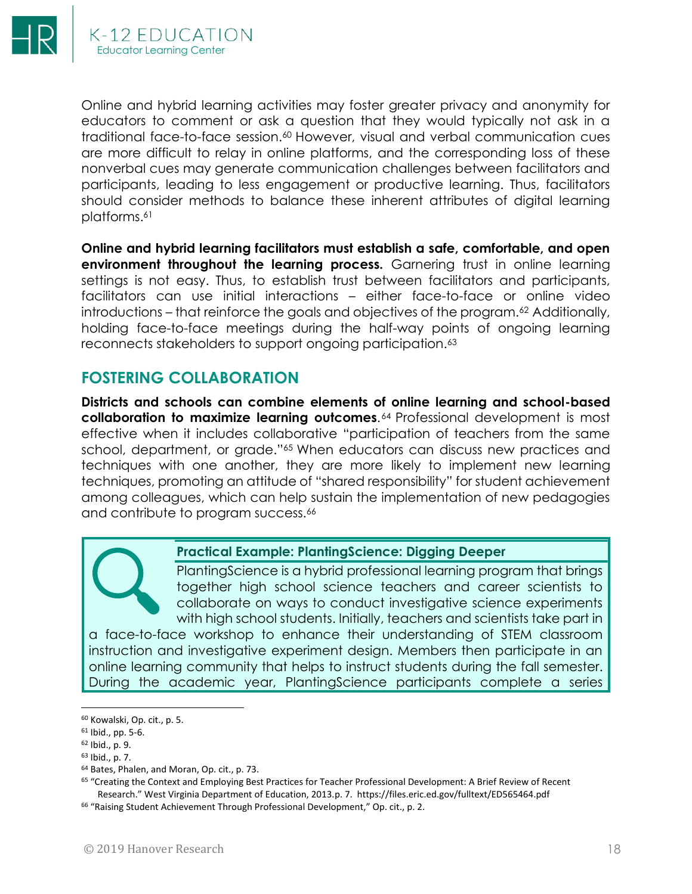Online and hybrid learning activities may foster greater privacy and anonymity for educators to comment or ask a question that they would typically not ask in a traditional face-to-face session.[60] However, visual and verbal communication cues are more difficult to relay in online platforms, and the corresponding loss of these nonverbal cues may generate communication challenges between facilitators and participants, leading to less engagement or productive learning. Thus, facilitators should consider methods to balance these inherent attributes of digital learning platforms.[61]

**Online and hybrid learning facilitators must establish a safe, comfortable, and open environment throughout the learning process.** Garnering trust in online learning settings is not easy. Thus, to establish trust between facilitators and participants, facilitators can use initial interactions – either face-to-face or online video introductions – that reinforce the goals and objectives of the program.[62] Additionally, holding face-to-face meetings during the half-way points of ongoing learning reconnects stakeholders to support ongoing participation.[63]

## FOSTERING COLLABORATION

**Districts and schools can combine elements of online learning and school-based collaboration to maximize learning outcomes.**[64] Professional development is most effective when it includes collaborative "participation of teachers from the same school, department, or grade."[65] When educators can discuss new practices and techniques with one another, they are more likely to implement new learning techniques, promoting an attitude of "shared responsibility" for student achievement among colleagues, which can help sustain the implementation of new pedagogies and contribute to program success.[66]

**Practical Example: PlantingScience: Digging Deeper**

PlantingScience is a hybrid professional learning program that brings together high school science teachers and career scientists to collaborate on ways to conduct investigative science experiments with high school students. Initially, teachers and scientists take part in a face-to-face workshop to enhance their understanding of STEM classroom instruction and investigative experiment design. Members then participate in an online learning community that helps to instruct students during the fall semester. During the academic year, PlantingScience participants complete a series

---

[60] Kowalski, Op. cit., p. 5.

[61] Ibid., pp. 5-6.

[62] Ibid., p. 9.

[63] Ibid., p. 7.

[64] Bates, Phalen, and Moran, Op. cit., p. 73.

[65] "Creating the Context and Employing Best Practices for Teacher Professional Development: A Brief Review of Recent Research." West Virginia Department of Education, 2013.p. 7. https://files.eric.ed.gov/fulltext/ED565464.pdf

[66] "Raising Student Achievement Through Professional Development," Op. cit., p. 2.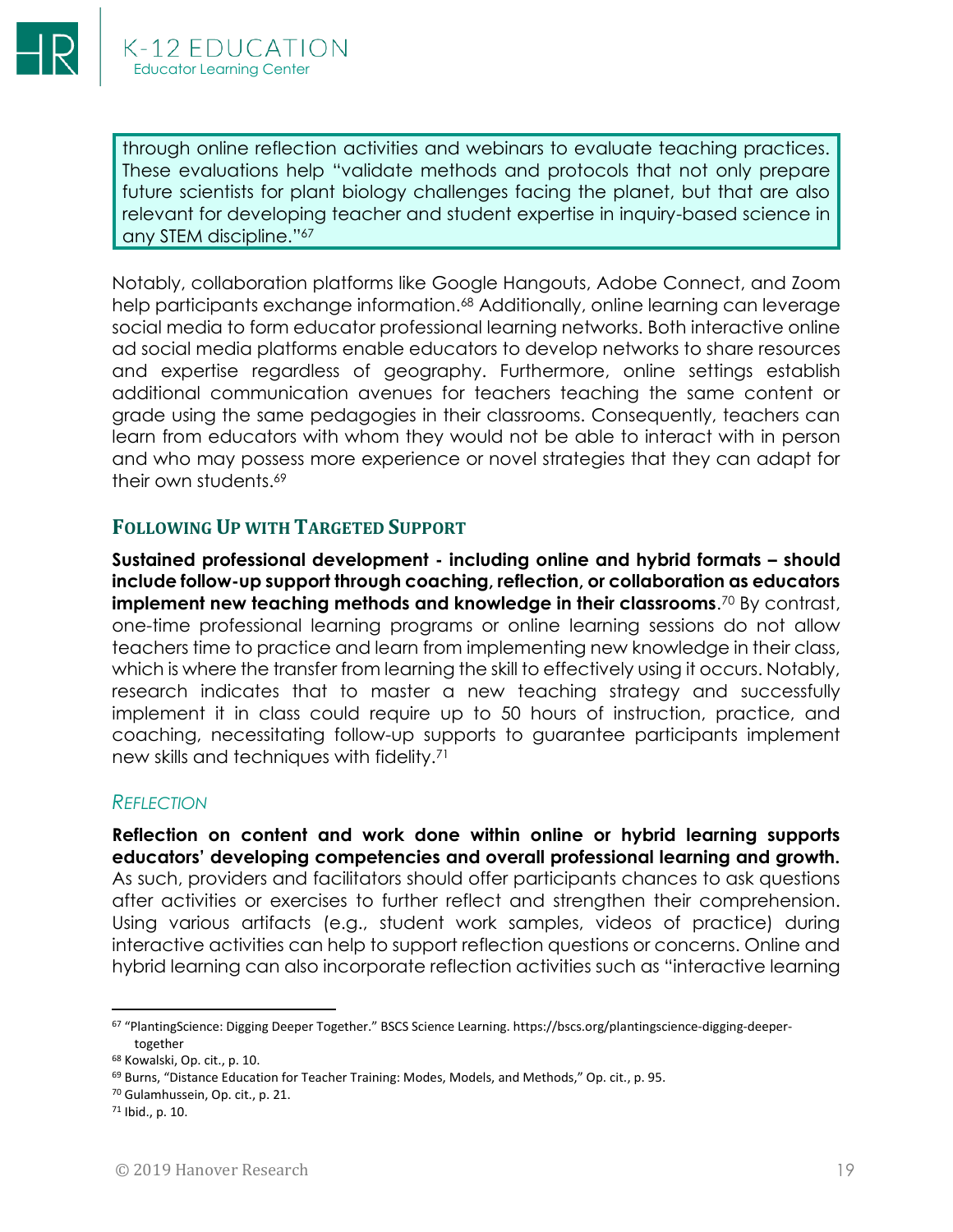> through online reflection activities and webinars to evaluate teaching practices. These evaluations help "validate methods and protocols that not only prepare future scientists for plant biology challenges facing the planet, but that are also relevant for developing teacher and student expertise in inquiry-based science in any STEM discipline."[67]

Notably, collaboration platforms like Google Hangouts, Adobe Connect, and Zoom help participants exchange information.[68] Additionally, online learning can leverage social media to form educator professional learning networks. Both interactive online ad social media platforms enable educators to develop networks to share resources and expertise regardless of geography. Furthermore, online settings establish additional communication avenues for teachers teaching the same content or grade using the same pedagogies in their classrooms. Consequently, teachers can learn from educators with whom they would not be able to interact with in person and who may possess more experience or novel strategies that they can adapt for their own students.[69]

## Following Up with Targeted Support

**Sustained professional development - including online and hybrid formats – should include follow-up support through coaching, reflection, or collaboration as educators implement new teaching methods and knowledge in their classrooms**.[70] By contrast, one-time professional learning programs or online learning sessions do not allow teachers time to practice and learn from implementing new knowledge in their class, which is where the transfer from learning the skill to effectively using it occurs. Notably, research indicates that to master a new teaching strategy and successfully implement it in class could require up to 50 hours of instruction, practice, and coaching, necessitating follow-up supports to guarantee participants implement new skills and techniques with fidelity.[71]

### *Reflection*

**Reflection on content and work done within online or hybrid learning supports educators' developing competencies and overall professional learning and growth.** As such, providers and facilitators should offer participants chances to ask questions after activities or exercises to further reflect and strengthen their comprehension. Using various artifacts (e.g., student work samples, videos of practice) during interactive activities can help to support reflection questions or concerns. Online and hybrid learning can also incorporate reflection activities such as "interactive learning

---

[67] "PlantingScience: Digging Deeper Together." BSCS Science Learning. https://bscs.org/plantingscience-digging-deeper-together

[68] Kowalski, Op. cit., p. 10.

[69] Burns, "Distance Education for Teacher Training: Modes, Models, and Methods," Op. cit., p. 95.

[70] Gulamhussein, Op. cit., p. 21.

[71] Ibid., p. 10.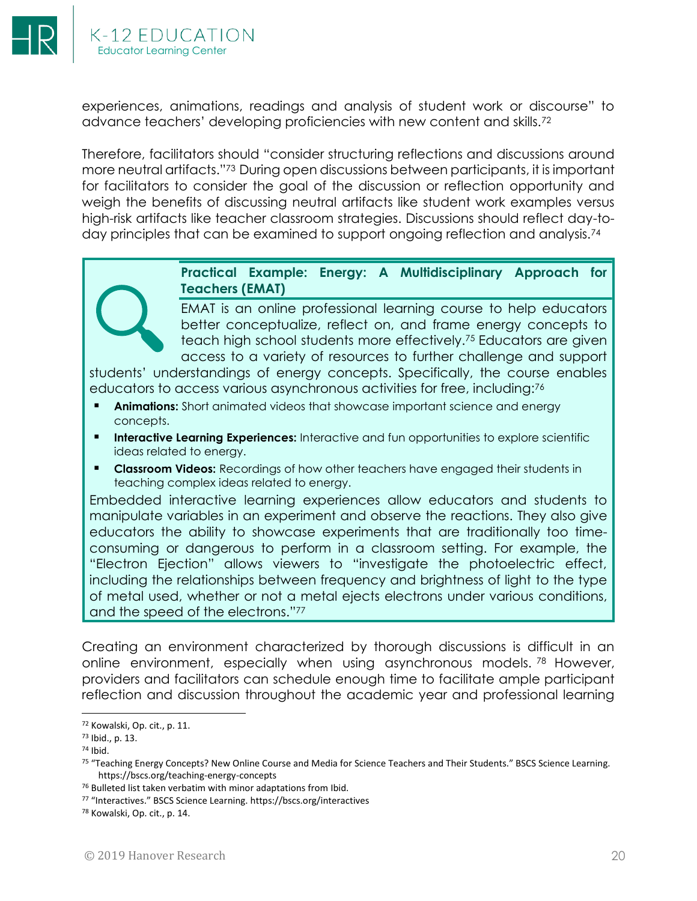experiences, animations, readings and analysis of student work or discourse" to advance teachers' developing proficiencies with new content and skills.[72]

Therefore, facilitators should "consider structuring reflections and discussions around more neutral artifacts."[73] During open discussions between participants, it is important for facilitators to consider the goal of the discussion or reflection opportunity and weigh the benefits of discussing neutral artifacts like student work examples versus high-risk artifacts like teacher classroom strategies. Discussions should reflect day-to-day principles that can be examined to support ongoing reflection and analysis.[74]

**Practical Example: Energy: A Multidisciplinary Approach for Teachers (EMAT)**

EMAT is an online professional learning course to help educators better conceptualize, reflect on, and frame energy concepts to teach high school students more effectively.[75] Educators are given access to a variety of resources to further challenge and support students' understandings of energy concepts. Specifically, the course enables educators to access various asynchronous activities for free, including:[76]

- **Animations:** Short animated videos that showcase important science and energy concepts.
- **Interactive Learning Experiences:** Interactive and fun opportunities to explore scientific ideas related to energy.
- **Classroom Videos:** Recordings of how other teachers have engaged their students in teaching complex ideas related to energy.

Embedded interactive learning experiences allow educators and students to manipulate variables in an experiment and observe the reactions. They also give educators the ability to showcase experiments that are traditionally too time-consuming or dangerous to perform in a classroom setting. For example, the "Electron Ejection" allows viewers to "investigate the photoelectric effect, including the relationships between frequency and brightness of light to the type of metal used, whether or not a metal ejects electrons under various conditions, and the speed of the electrons."[77]

Creating an environment characterized by thorough discussions is difficult in an online environment, especially when using asynchronous models.[78] However, providers and facilitators can schedule enough time to facilitate ample participant reflection and discussion throughout the academic year and professional learning

---

[72] Kowalski, Op. cit., p. 11.

[73] Ibid., p. 13.

[74] Ibid.

[75] "Teaching Energy Concepts? New Online Course and Media for Science Teachers and Their Students." BSCS Science Learning. https://bscs.org/teaching-energy-concepts

[76] Bulleted list taken verbatim with minor adaptations from Ibid.

[77] "Interactives." BSCS Science Learning. https://bscs.org/interactives

[78] Kowalski, Op. cit., p. 14.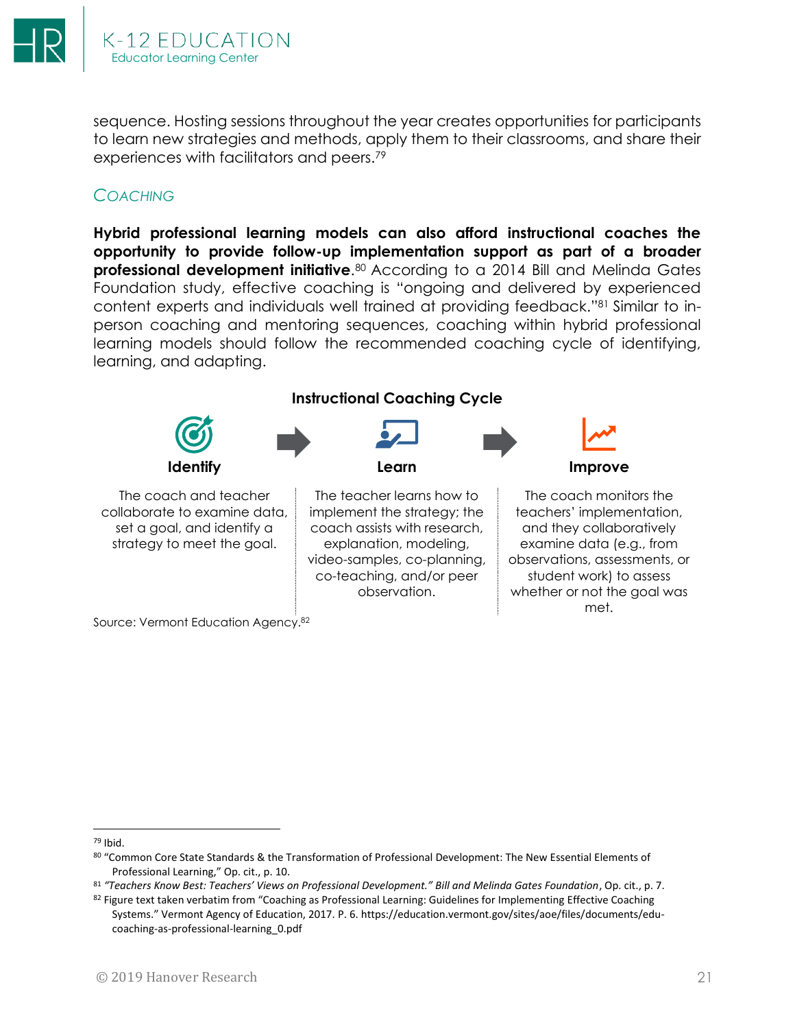sequence. Hosting sessions throughout the year creates opportunities for participants to learn new strategies and methods, apply them to their classrooms, and share their experiences with facilitators and peers.[79]

### COACHING

**Hybrid professional learning models can also afford instructional coaches the opportunity to provide follow-up implementation support as part of a broader professional development initiative**.[80] According to a 2014 Bill and Melinda Gates Foundation study, effective coaching is "ongoing and delivered by experienced content experts and individuals well trained at providing feedback."[81] Similar to in-person coaching and mentoring sequences, coaching within hybrid professional learning models should follow the recommended coaching cycle of identifying, learning, and adapting.

**Instructional Coaching Cycle**

**Identify**

The coach and teacher collaborate to examine data, set a goal, and identify a strategy to meet the goal.

**Learn**

The teacher learns how to implement the strategy; the coach assists with research, explanation, modeling, video-samples, co-planning, co-teaching, and/or peer observation.

**Improve**

The coach monitors the teachers' implementation, and they collaboratively examine data (e.g., from observations, assessments, or student work) to assess whether or not the goal was met.

Source: Vermont Education Agency.[82]

---

[79] Ibid.

[80] "Common Core State Standards & the Transformation of Professional Development: The New Essential Elements of Professional Learning," Op. cit., p. 10.

[81] *"Teachers Know Best: Teachers' Views on Professional Development." Bill and Melinda Gates Foundation*, Op. cit., p. 7.

[82] Figure text taken verbatim from "Coaching as Professional Learning: Guidelines for Implementing Effective Coaching Systems." Vermont Agency of Education, 2017. P. 6. https://education.vermont.gov/sites/aoe/files/documents/edu-coaching-as-professional-learning_0.pdf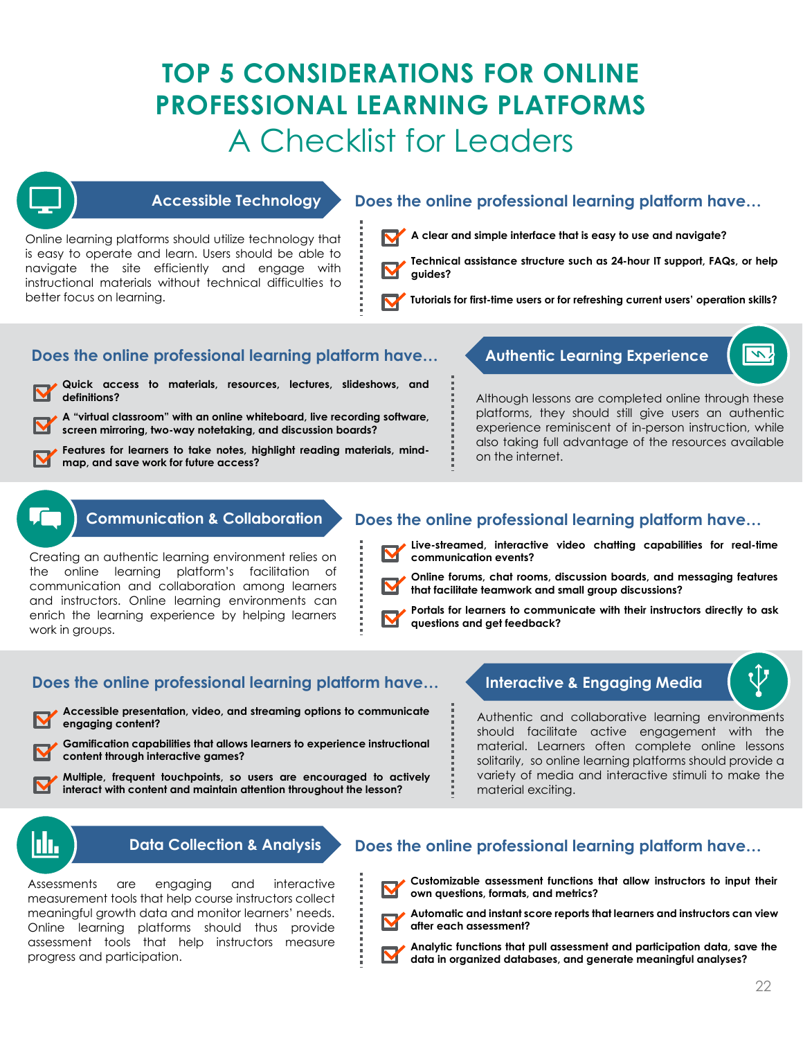# TOP 5 CONSIDERATIONS FOR ONLINE PROFESSIONAL LEARNING PLATFORMS

## A Checklist for Leaders

### Accessible Technology

Online learning platforms should utilize technology that is easy to operate and learn. Users should be able to navigate the site efficiently and engage with instructional materials without technical difficulties to better focus on learning.

**Does the online professional learning platform have…**

- **A clear and simple interface that is easy to use and navigate?**
- **Technical assistance structure such as 24-hour IT support, FAQs, or help guides?**
- **Tutorials for first-time users or for refreshing current users' operation skills?**

### Authentic Learning Experience

Although lessons are completed online through these platforms, they should still give users an authentic experience reminiscent of in-person instruction, while also taking full advantage of the resources available on the internet.

**Does the online professional learning platform have…**

- **Quick access to materials, resources, lectures, slideshows, and definitions?**
- **A "virtual classroom" with an online whiteboard, live recording software, screen mirroring, two-way notetaking, and discussion boards?**
- **Features for learners to take notes, highlight reading materials, mind-map, and save work for future access?**

### Communication & Collaboration

Creating an authentic learning environment relies on the online learning platform's facilitation of communication and collaboration among learners and instructors. Online learning environments can enrich the learning experience by helping learners work in groups.

**Does the online professional learning platform have…**

- **Live-streamed, interactive video chatting capabilities for real-time communication events?**
- **Online forums, chat rooms, discussion boards, and messaging features that facilitate teamwork and small group discussions?**
- **Portals for learners to communicate with their instructors directly to ask questions and get feedback?**

### Interactive & Engaging Media

Authentic and collaborative learning environments should facilitate active engagement with the material. Learners often complete online lessons solitarily, so online learning platforms should provide a variety of media and interactive stimuli to make the material exciting.

**Does the online professional learning platform have…**

- **Accessible presentation, video, and streaming options to communicate engaging content?**
- **Gamification capabilities that allows learners to experience instructional content through interactive games?**
- **Multiple, frequent touchpoints, so users are encouraged to actively interact with content and maintain attention throughout the lesson?**

### Data Collection & Analysis

Assessments are engaging and interactive measurement tools that help course instructors collect meaningful growth data and monitor learners' needs. Online learning platforms should thus provide assessment tools that help instructors measure progress and participation.

**Does the online professional learning platform have…**

- **Customizable assessment functions that allow instructors to input their own questions, formats, and metrics?**
- **Automatic and instant score reports that learners and instructors can view after each assessment?**
- **Analytic functions that pull assessment and participation data, save the data in organized databases, and generate meaningful analyses?**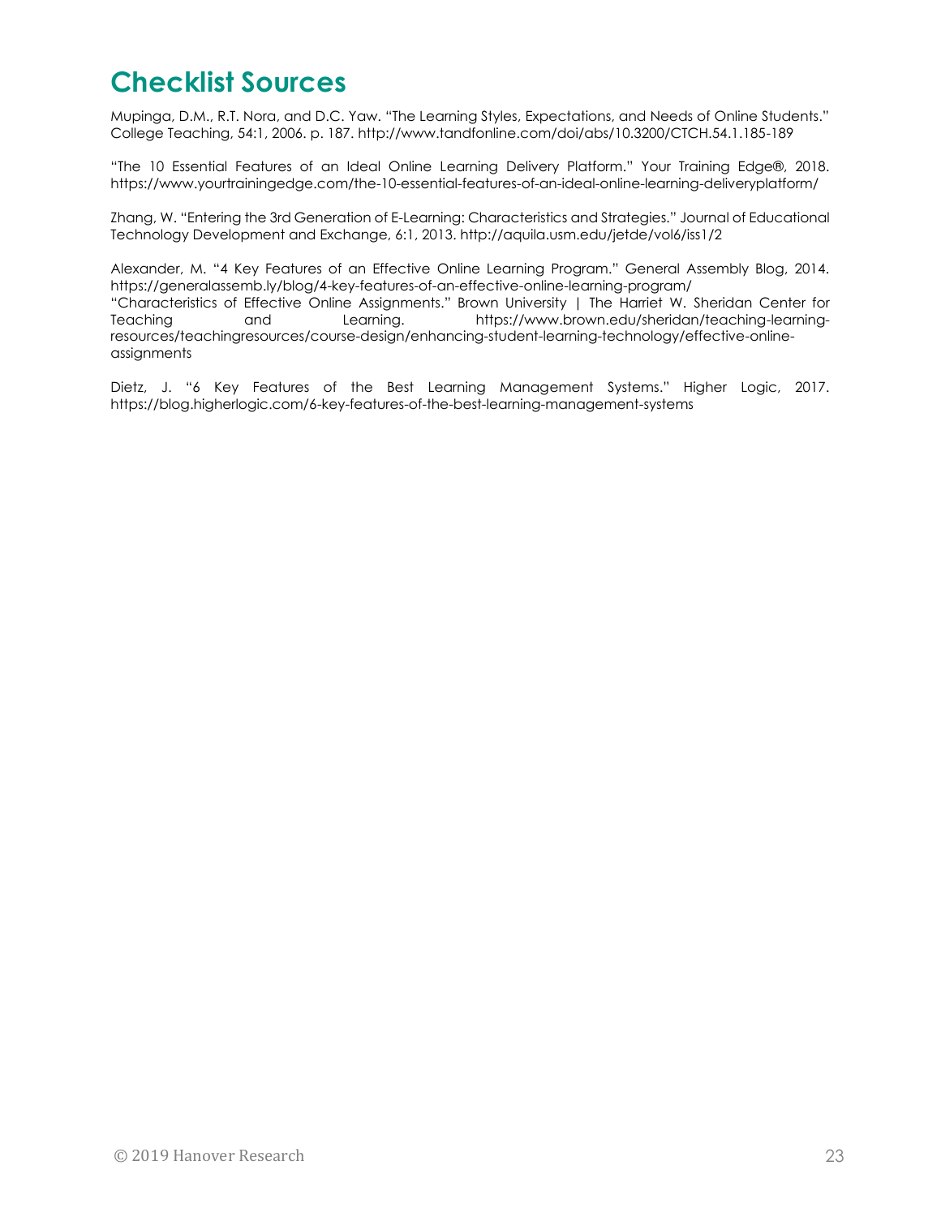# Checklist Sources

Mupinga, D.M., R.T. Nora, and D.C. Yaw. "The Learning Styles, Expectations, and Needs of Online Students." College Teaching, 54:1, 2006. p. 187. http://www.tandfonline.com/doi/abs/10.3200/CTCH.54.1.185-189

"The 10 Essential Features of an Ideal Online Learning Delivery Platform." Your Training Edge®, 2018. https://www.yourtrainingedge.com/the-10-essential-features-of-an-ideal-online-learning-deliveryplatform/

Zhang, W. "Entering the 3rd Generation of E-Learning: Characteristics and Strategies." Journal of Educational Technology Development and Exchange, 6:1, 2013. http://aquila.usm.edu/jetde/vol6/iss1/2

Alexander, M. "4 Key Features of an Effective Online Learning Program." General Assembly Blog, 2014. https://generalassemb.ly/blog/4-key-features-of-an-effective-online-learning-program/

"Characteristics of Effective Online Assignments." Brown University | The Harriet W. Sheridan Center for Teaching and Learning. https://www.brown.edu/sheridan/teaching-learning-resources/teachingresources/course-design/enhancing-student-learning-technology/effective-online-assignments

Dietz, J. "6 Key Features of the Best Learning Management Systems." Higher Logic, 2017. https://blog.higherlogic.com/6-key-features-of-the-best-learning-management-systems